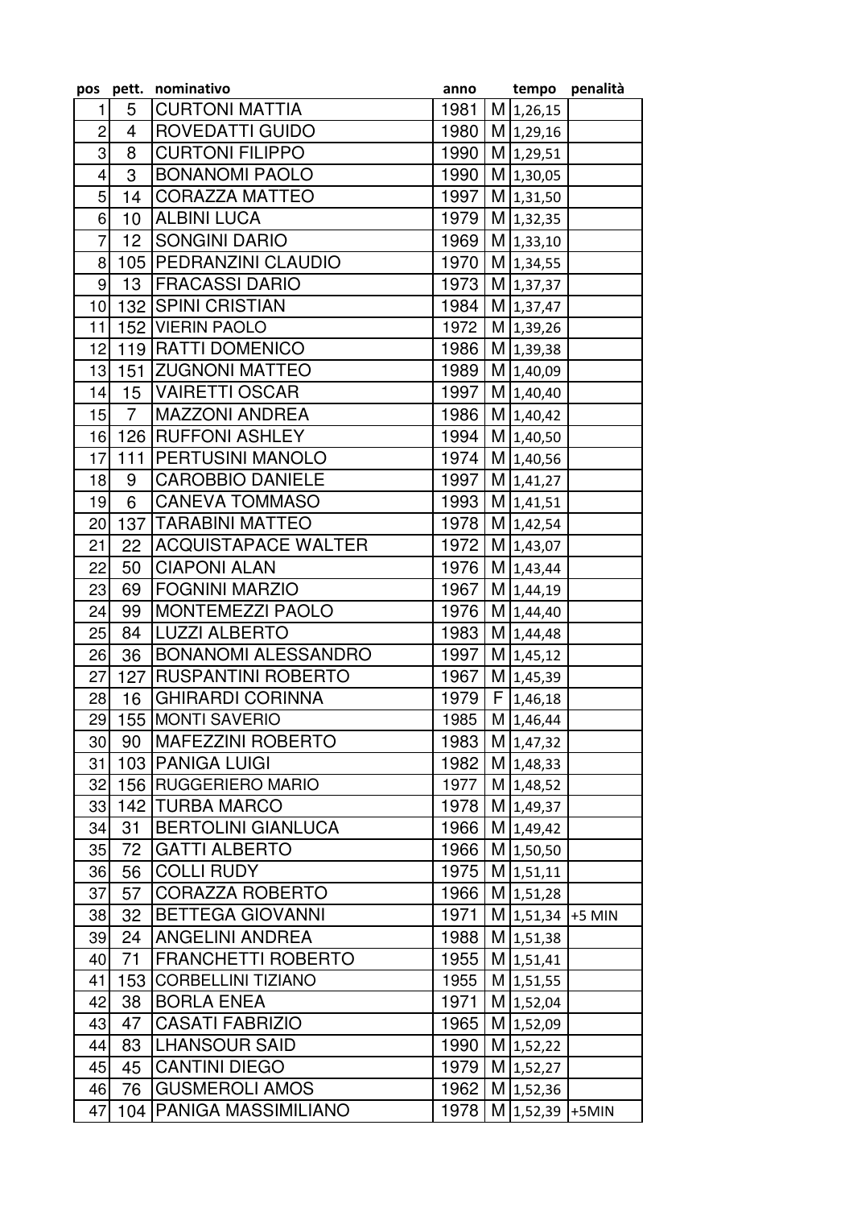| pos | pett. | nominativo | anno | | tempo | penalità |
|---|---|---|---|---|---|---|
| 1 | 5 | CURTONI MATTIA | 1981 | M | 1,26,15 | |
| 2 | 4 | ROVEDATTI GUIDO | 1980 | M | 1,29,16 | |
| 3 | 8 | CURTONI FILIPPO | 1990 | M | 1,29,51 | |
| 4 | 3 | BONANOMI PAOLO | 1990 | M | 1,30,05 | |
| 5 | 14 | CORAZZA MATTEO | 1997 | M | 1,31,50 | |
| 6 | 10 | ALBINI LUCA | 1979 | M | 1,32,35 | |
| 7 | 12 | SONGINI DARIO | 1969 | M | 1,33,10 | |
| 8 | 105 | PEDRANZINI CLAUDIO | 1970 | M | 1,34,55 | |
| 9 | 13 | FRACASSI DARIO | 1973 | M | 1,37,37 | |
| 10 | 132 | SPINI CRISTIAN | 1984 | M | 1,37,47 | |
| 11 | 152 | VIERIN PAOLO | 1972 | M | 1,39,26 | |
| 12 | 119 | RATTI DOMENICO | 1986 | M | 1,39,38 | |
| 13 | 151 | ZUGNONI MATTEO | 1989 | M | 1,40,09 | |
| 14 | 15 | VAIRETTI OSCAR | 1997 | M | 1,40,40 | |
| 15 | 7 | MAZZONI ANDREA | 1986 | M | 1,40,42 | |
| 16 | 126 | RUFFONI ASHLEY | 1994 | M | 1,40,50 | |
| 17 | 111 | PERTUSINI MANOLO | 1974 | M | 1,40,56 | |
| 18 | 9 | CAROBBIO DANIELE | 1997 | M | 1,41,27 | |
| 19 | 6 | CANEVA TOMMASO | 1993 | M | 1,41,51 | |
| 20 | 137 | TARABINI MATTEO | 1978 | M | 1,42,54 | |
| 21 | 22 | ACQUISTAPACE WALTER | 1972 | M | 1,43,07 | |
| 22 | 50 | CIAPONI ALAN | 1976 | M | 1,43,44 | |
| 23 | 69 | FOGNINI MARZIO | 1967 | M | 1,44,19 | |
| 24 | 99 | MONTEMEZZI PAOLO | 1976 | M | 1,44,40 | |
| 25 | 84 | LUZZI ALBERTO | 1983 | M | 1,44,48 | |
| 26 | 36 | BONANOMI ALESSANDRO | 1997 | M | 1,45,12 | |
| 27 | 127 | RUSPANTINI ROBERTO | 1967 | M | 1,45,39 | |
| 28 | 16 | GHIRARDI CORINNA | 1979 | F | 1,46,18 | |
| 29 | 155 | MONTI SAVERIO | 1985 | M | 1,46,44 | |
| 30 | 90 | MAFEZZINI ROBERTO | 1983 | M | 1,47,32 | |
| 31 | 103 | PANIGA LUIGI | 1982 | M | 1,48,33 | |
| 32 | 156 | RUGGERIERO MARIO | 1977 | M | 1,48,52 | |
| 33 | 142 | TURBA MARCO | 1978 | M | 1,49,37 | |
| 34 | 31 | BERTOLINI GIANLUCA | 1966 | M | 1,49,42 | |
| 35 | 72 | GATTI ALBERTO | 1966 | M | 1,50,50 | |
| 36 | 56 | COLLI RUDY | 1975 | M | 1,51,11 | |
| 37 | 57 | CORAZZA ROBERTO | 1966 | M | 1,51,28 | |
| 38 | 32 | BETTEGA GIOVANNI | 1971 | M | 1,51,34 | +5 MIN |
| 39 | 24 | ANGELINI ANDREA | 1988 | M | 1,51,38 | |
| 40 | 71 | FRANCHETTI ROBERTO | 1955 | M | 1,51,41 | |
| 41 | 153 | CORBELLINI TIZIANO | 1955 | M | 1,51,55 | |
| 42 | 38 | BORLA ENEA | 1971 | M | 1,52,04 | |
| 43 | 47 | CASATI FABRIZIO | 1965 | M | 1,52,09 | |
| 44 | 83 | LHANSOUR SAID | 1990 | M | 1,52,22 | |
| 45 | 45 | CANTINI DIEGO | 1979 | M | 1,52,27 | |
| 46 | 76 | GUSMEROLI AMOS | 1962 | M | 1,52,36 | |
| 47 | 104 | PANIGA MASSIMILIANO | 1978 | M | 1,52,39 | +5MIN |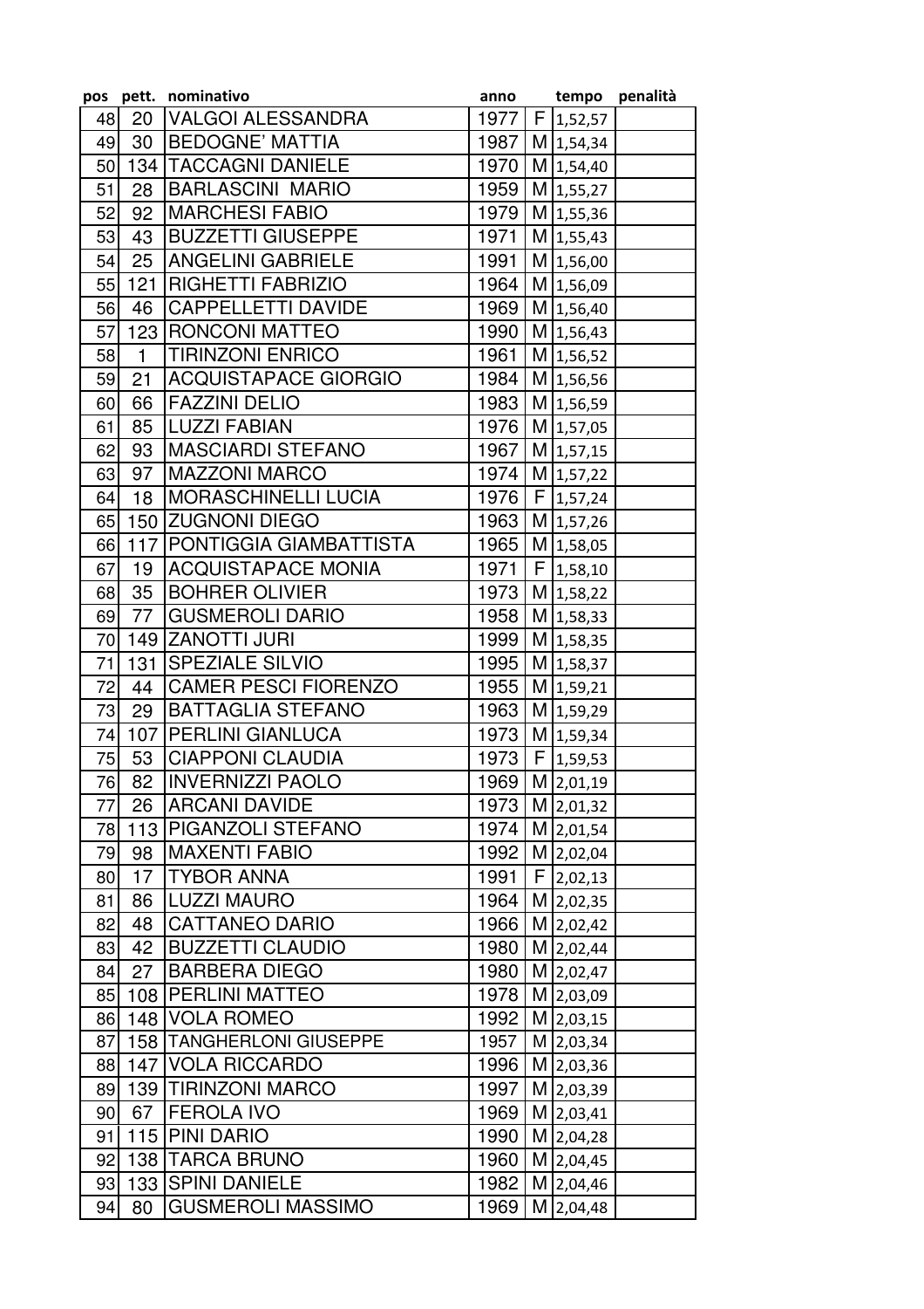| pos | pett. | nominativo | anno | | tempo | penalità |
|---|---|---|---|---|---|---|
| 48 | 20 | VALGOI ALESSANDRA | 1977 | F | 1,52,57 | |
| 49 | 30 | BEDOGNE' MATTIA | 1987 | M | 1,54,34 | |
| 50 | 134 | TACCAGNI DANIELE | 1970 | M | 1,54,40 | |
| 51 | 28 | BARLASCINI MARIO | 1959 | M | 1,55,27 | |
| 52 | 92 | MARCHESI FABIO | 1979 | M | 1,55,36 | |
| 53 | 43 | BUZZETTI GIUSEPPE | 1971 | M | 1,55,43 | |
| 54 | 25 | ANGELINI GABRIELE | 1991 | M | 1,56,00 | |
| 55 | 121 | RIGHETTI FABRIZIO | 1964 | M | 1,56,09 | |
| 56 | 46 | CAPPELLETTI DAVIDE | 1969 | M | 1,56,40 | |
| 57 | 123 | RONCONI MATTEO | 1990 | M | 1,56,43 | |
| 58 | 1 | TIRINZONI ENRICO | 1961 | M | 1,56,52 | |
| 59 | 21 | ACQUISTAPACE GIORGIO | 1984 | M | 1,56,56 | |
| 60 | 66 | FAZZINI DELIO | 1983 | M | 1,56,59 | |
| 61 | 85 | LUZZI FABIAN | 1976 | M | 1,57,05 | |
| 62 | 93 | MASCIARDI STEFANO | 1967 | M | 1,57,15 | |
| 63 | 97 | MAZZONI MARCO | 1974 | M | 1,57,22 | |
| 64 | 18 | MORASCHINELLI LUCIA | 1976 | F | 1,57,24 | |
| 65 | 150 | ZUGNONI DIEGO | 1963 | M | 1,57,26 | |
| 66 | 117 | PONTIGGIA GIAMBATTISTA | 1965 | M | 1,58,05 | |
| 67 | 19 | ACQUISTAPACE MONIA | 1971 | F | 1,58,10 | |
| 68 | 35 | BOHRER OLIVIER | 1973 | M | 1,58,22 | |
| 69 | 77 | GUSMEROLI DARIO | 1958 | M | 1,58,33 | |
| 70 | 149 | ZANOTTI JURI | 1999 | M | 1,58,35 | |
| 71 | 131 | SPEZIALE SILVIO | 1995 | M | 1,58,37 | |
| 72 | 44 | CAMER PESCI FIORENZO | 1955 | M | 1,59,21 | |
| 73 | 29 | BATTAGLIA STEFANO | 1963 | M | 1,59,29 | |
| 74 | 107 | PERLINI GIANLUCA | 1973 | M | 1,59,34 | |
| 75 | 53 | CIAPPONI CLAUDIA | 1973 | F | 1,59,53 | |
| 76 | 82 | INVERNIZZI PAOLO | 1969 | M | 2,01,19 | |
| 77 | 26 | ARCANI DAVIDE | 1973 | M | 2,01,32 | |
| 78 | 113 | PIGANZOLI STEFANO | 1974 | M | 2,01,54 | |
| 79 | 98 | MAXENTI FABIO | 1992 | M | 2,02,04 | |
| 80 | 17 | TYBOR ANNA | 1991 | F | 2,02,13 | |
| 81 | 86 | LUZZI MAURO | 1964 | M | 2,02,35 | |
| 82 | 48 | CATTANEO DARIO | 1966 | M | 2,02,42 | |
| 83 | 42 | BUZZETTI CLAUDIO | 1980 | M | 2,02,44 | |
| 84 | 27 | BARBERA DIEGO | 1980 | M | 2,02,47 | |
| 85 | 108 | PERLINI MATTEO | 1978 | M | 2,03,09 | |
| 86 | 148 | VOLA ROMEO | 1992 | M | 2,03,15 | |
| 87 | 158 | TANGHERLONI GIUSEPPE | 1957 | M | 2,03,34 | |
| 88 | 147 | VOLA RICCARDO | 1996 | M | 2,03,36 | |
| 89 | 139 | TIRINZONI MARCO | 1997 | M | 2,03,39 | |
| 90 | 67 | FEROLA IVO | 1969 | M | 2,03,41 | |
| 91 | 115 | PINI DARIO | 1990 | M | 2,04,28 | |
| 92 | 138 | TARCA BRUNO | 1960 | M | 2,04,45 | |
| 93 | 133 | SPINI DANIELE | 1982 | M | 2,04,46 | |
| 94 | 80 | GUSMEROLI MASSIMO | 1969 | M | 2,04,48 | |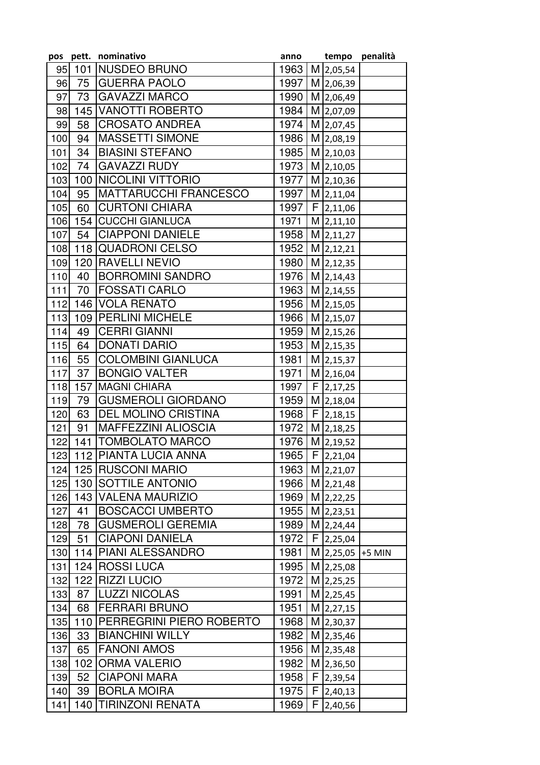| pos | pett. | nominativo | anno | | tempo | penalità |
|---|---|---|---|---|---|---|
| 95 | 101 | NUSDEO BRUNO | 1963 | M | 2,05,54 | |
| 96 | 75 | GUERRA PAOLO | 1997 | M | 2,06,39 | |
| 97 | 73 | GAVAZZI MARCO | 1990 | M | 2,06,49 | |
| 98 | 145 | VANOTTI ROBERTO | 1984 | M | 2,07,09 | |
| 99 | 58 | CROSATO ANDREA | 1974 | M | 2,07,45 | |
| 100 | 94 | MASSETTI SIMONE | 1986 | M | 2,08,19 | |
| 101 | 34 | BIASINI STEFANO | 1985 | M | 2,10,03 | |
| 102 | 74 | GAVAZZI RUDY | 1973 | M | 2,10,05 | |
| 103 | 100 | NICOLINI VITTORIO | 1977 | M | 2,10,36 | |
| 104 | 95 | MATTARUCCHI FRANCESCO | 1997 | M | 2,11,04 | |
| 105 | 60 | CURTONI CHIARA | 1997 | F | 2,11,06 | |
| 106 | 154 | CUCCHI GIANLUCA | 1971 | M | 2,11,10 | |
| 107 | 54 | CIAPPONI DANIELE | 1958 | M | 2,11,27 | |
| 108 | 118 | QUADRONI CELSO | 1952 | M | 2,12,21 | |
| 109 | 120 | RAVELLI NEVIO | 1980 | M | 2,12,35 | |
| 110 | 40 | BORROMINI SANDRO | 1976 | M | 2,14,43 | |
| 111 | 70 | FOSSATI CARLO | 1963 | M | 2,14,55 | |
| 112 | 146 | VOLA RENATO | 1956 | M | 2,15,05 | |
| 113 | 109 | PERLINI MICHELE | 1966 | M | 2,15,07 | |
| 114 | 49 | CERRI GIANNI | 1959 | M | 2,15,26 | |
| 115 | 64 | DONATI DARIO | 1953 | M | 2,15,35 | |
| 116 | 55 | COLOMBINI GIANLUCA | 1981 | M | 2,15,37 | |
| 117 | 37 | BONGIO VALTER | 1971 | M | 2,16,04 | |
| 118 | 157 | MAGNI CHIARA | 1997 | F | 2,17,25 | |
| 119 | 79 | GUSMEROLI GIORDANO | 1959 | M | 2,18,04 | |
| 120 | 63 | DEL MOLINO CRISTINA | 1968 | F | 2,18,15 | |
| 121 | 91 | MAFFEZZINI ALIOSCIA | 1972 | M | 2,18,25 | |
| 122 | 141 | TOMBOLATO MARCO | 1976 | M | 2,19,52 | |
| 123 | 112 | PIANTA LUCIA ANNA | 1965 | F | 2,21,04 | |
| 124 | 125 | RUSCONI MARIO | 1963 | M | 2,21,07 | |
| 125 | 130 | SOTTILE ANTONIO | 1966 | M | 2,21,48 | |
| 126 | 143 | VALENA MAURIZIO | 1969 | M | 2,22,25 | |
| 127 | 41 | BOSCACCI UMBERTO | 1955 | M | 2,23,51 | |
| 128 | 78 | GUSMEROLI GEREMIA | 1989 | M | 2,24,44 | |
| 129 | 51 | CIAPONI DANIELA | 1972 | F | 2,25,04 | |
| 130 | 114 | PIANI ALESSANDRO | 1981 | M | 2,25,05 | +5 MIN |
| 131 | 124 | ROSSI LUCA | 1995 | M | 2,25,08 | |
| 132 | 122 | RIZZI LUCIO | 1972 | M | 2,25,25 | |
| 133 | 87 | LUZZI NICOLAS | 1991 | M | 2,25,45 | |
| 134 | 68 | FERRARI BRUNO | 1951 | M | 2,27,15 | |
| 135 | 110 | PERREGRINI PIERO ROBERTO | 1968 | M | 2,30,37 | |
| 136 | 33 | BIANCHINI WILLY | 1982 | M | 2,35,46 | |
| 137 | 65 | FANONI AMOS | 1956 | M | 2,35,48 | |
| 138 | 102 | ORMA VALERIO | 1982 | M | 2,36,50 | |
| 139 | 52 | CIAPONI MARA | 1958 | F | 2,39,54 | |
| 140 | 39 | BORLA MOIRA | 1975 | F | 2,40,13 | |
| 141 | 140 | TIRINZONI RENATA | 1969 | F | 2,40,56 | |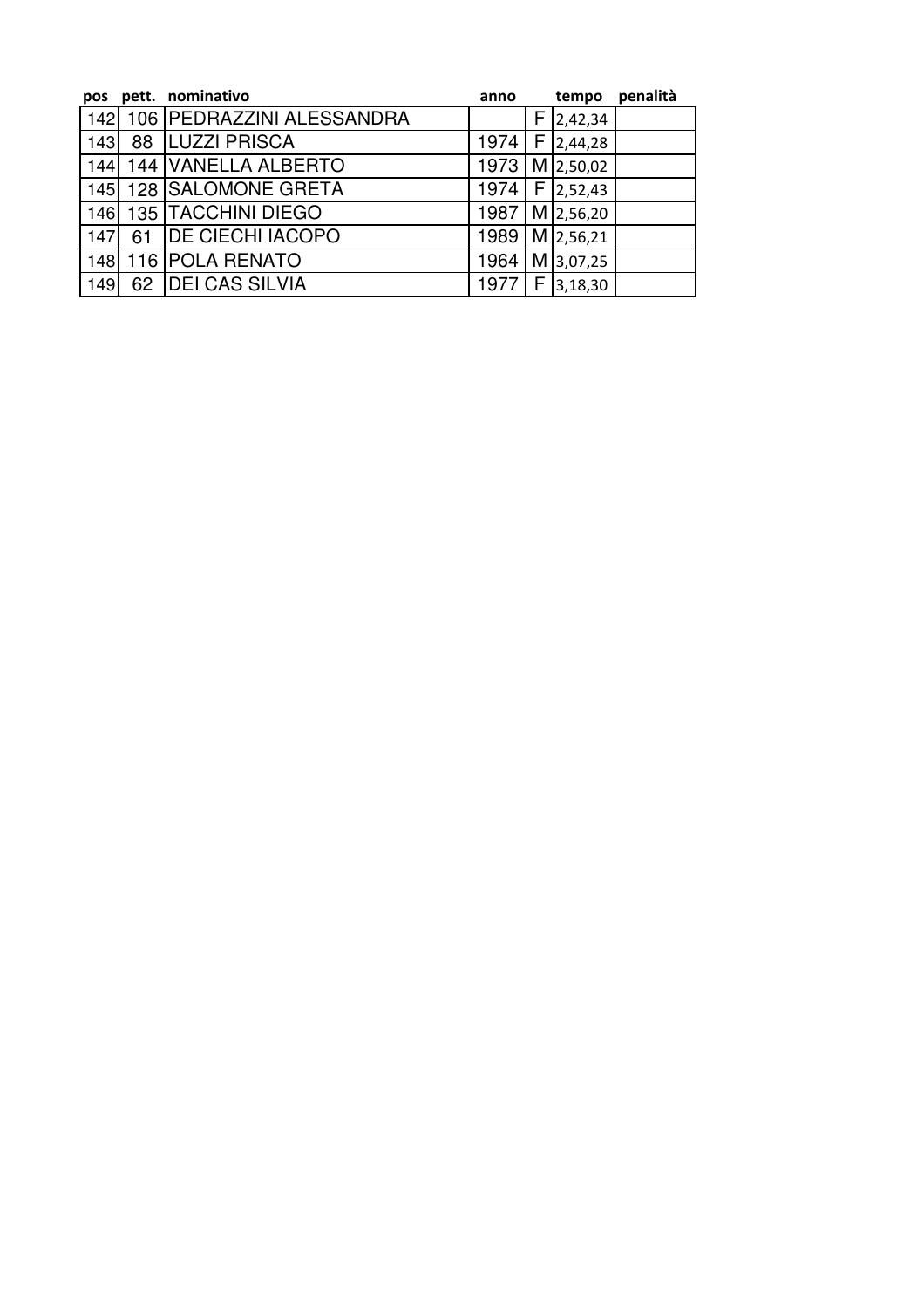| pos | pett. | nominativo | anno | | tempo | penalità |
|---|---|---|---|---|---|---|
| 142 | 106 | PEDRAZZINI ALESSANDRA | | F | 2,42,34 | |
| 143 | 88 | LUZZI PRISCA | 1974 | F | 2,44,28 | |
| 144 | 144 | VANELLA ALBERTO | 1973 | M | 2,50,02 | |
| 145 | 128 | SALOMONE GRETA | 1974 | F | 2,52,43 | |
| 146 | 135 | TACCHINI DIEGO | 1987 | M | 2,56,20 | |
| 147 | 61 | DE CIECHI IACOPO | 1989 | M | 2,56,21 | |
| 148 | 116 | POLA RENATO | 1964 | M | 3,07,25 | |
| 149 | 62 | DEI CAS SILVIA | 1977 | F | 3,18,30 | |